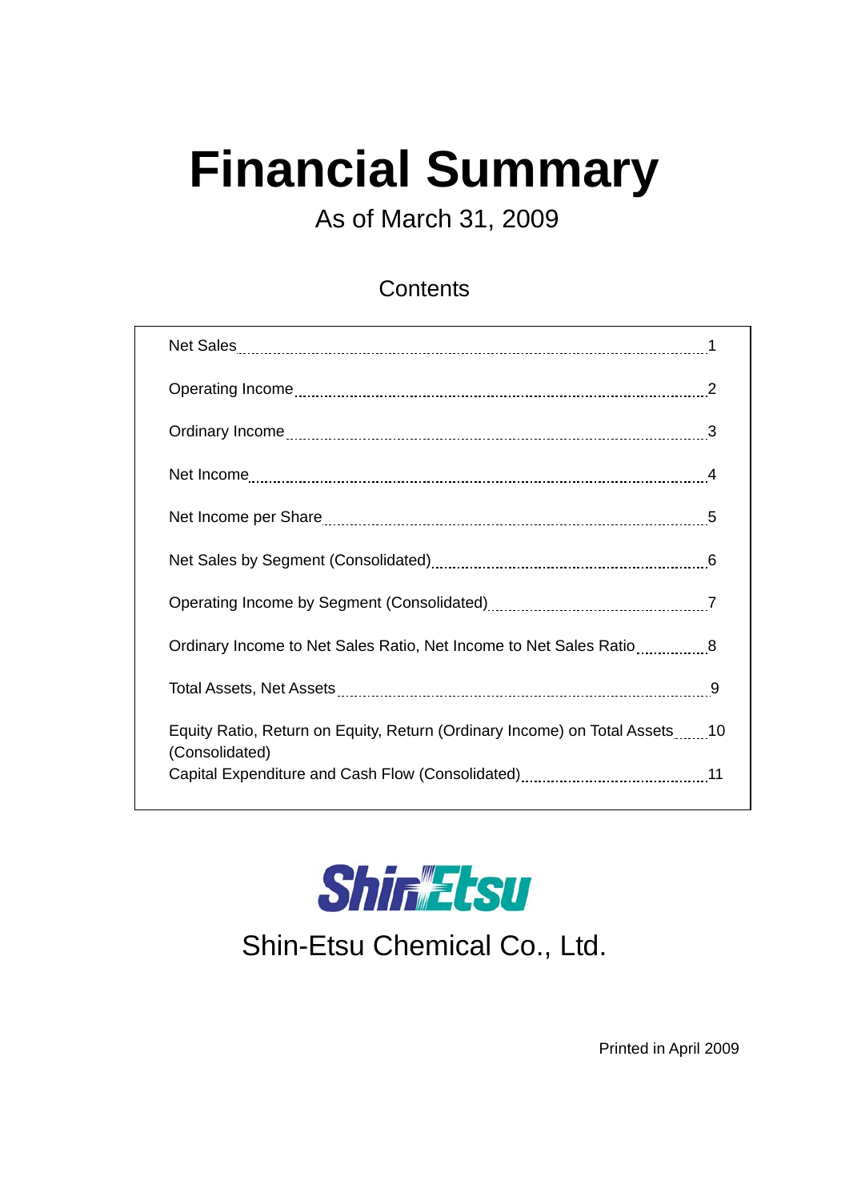# Financial Summary

As of March 31, 2009

## Contents

| | |
|---|---|
| Net Sales | 1 |
| Operating Income | 2 |
| Ordinary Income | 3 |
| Net Income | 4 |
| Net Income per Share | 5 |
| Net Sales by Segment (Consolidated) | 6 |
| Operating Income by Segment (Consolidated) | 7 |
| Ordinary Income to Net Sales Ratio, Net Income to Net Sales Ratio | 8 |
| Total Assets, Net Assets | 9 |
| Equity Ratio, Return on Equity, Return (Ordinary Income) on Total Assets (Consolidated) | 10 |
| Capital Expenditure and Cash Flow (Consolidated) | 11 |

ShinEtsu

Shin-Etsu Chemical Co., Ltd.

Printed in April 2009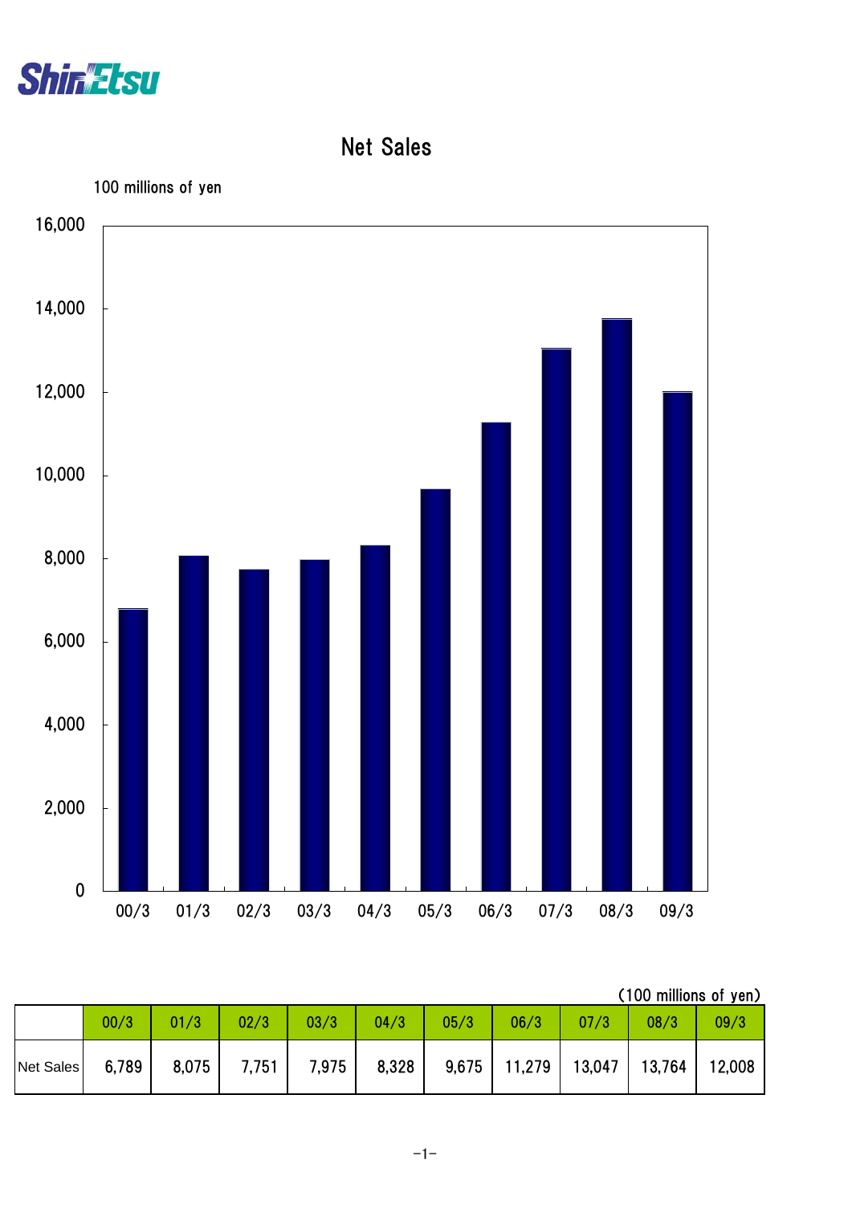Shin-Etsu

# Net Sales

100 millions of yen

(100 millions of yen)

| | 00/3 | 01/3 | 02/3 | 03/3 | 04/3 | 05/3 | 06/3 | 07/3 | 08/3 | 09/3 |
|---|---|---|---|---|---|---|---|---|---|---|
| Net Sales | 6,789 | 8,075 | 7,751 | 7,975 | 8,328 | 9,675 | 11,279 | 13,047 | 13,764 | 12,008 |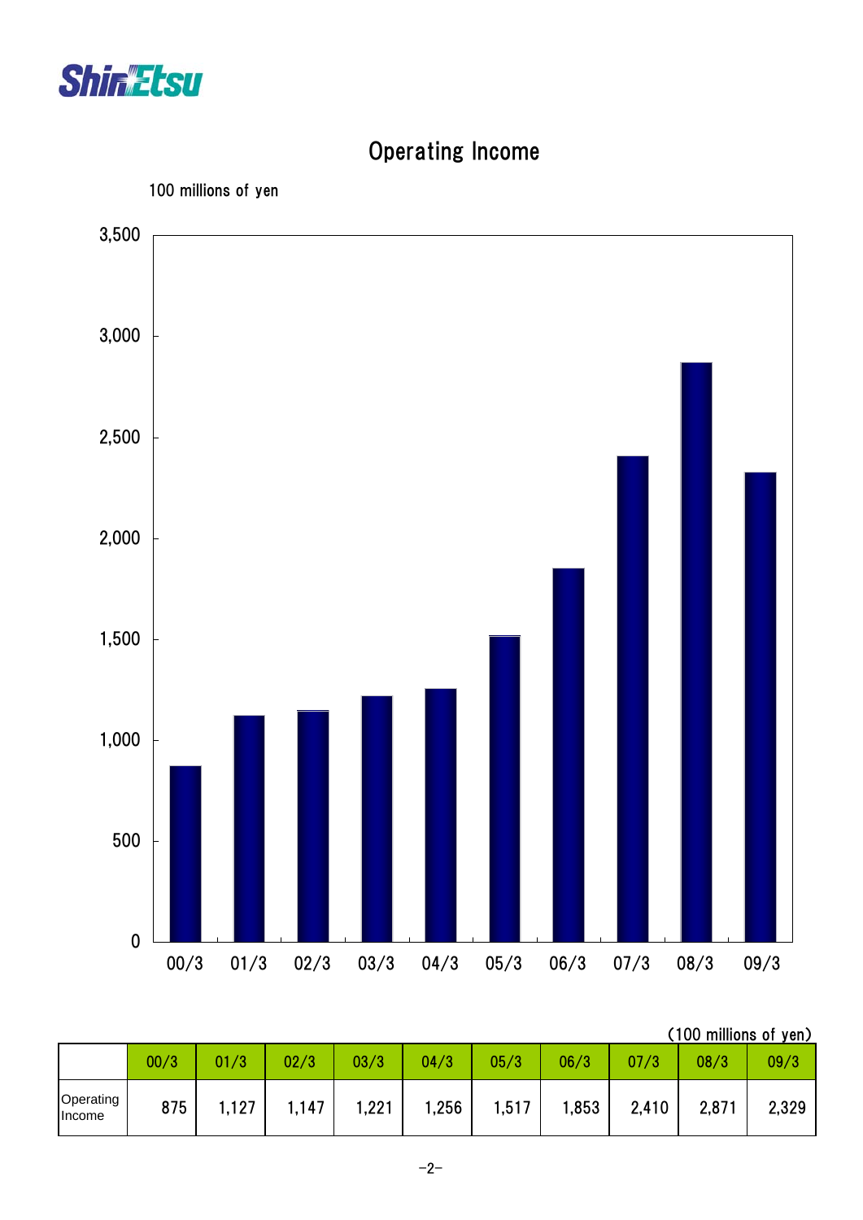# Operating Income

100 millions of yen

(100 millions of yen)

| | 00/3 | 01/3 | 02/3 | 03/3 | 04/3 | 05/3 | 06/3 | 07/3 | 08/3 | 09/3 |
|---|---|---|---|---|---|---|---|---|---|---|
| Operating Income | 875 | 1,127 | 1,147 | 1,221 | 1,256 | 1,517 | 1,853 | 2,410 | 2,871 | 2,329 |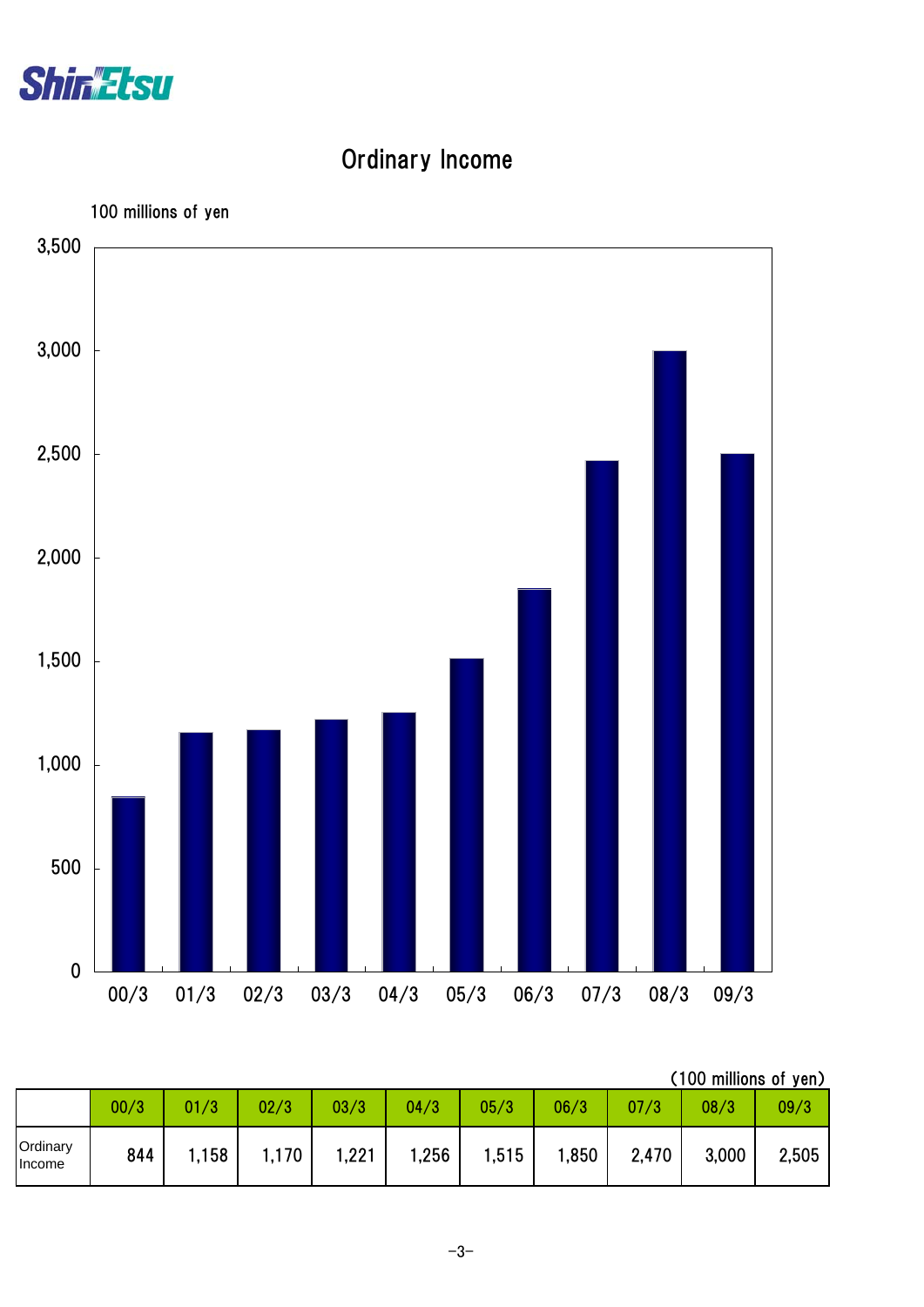Shin-Etsu

# Ordinary Income

100 millions of yen

(100 millions of yen)

| | 00/3 | 01/3 | 02/3 | 03/3 | 04/3 | 05/3 | 06/3 | 07/3 | 08/3 | 09/3 |
|---|---|---|---|---|---|---|---|---|---|---|
| Ordinary Income | 844 | 1,158 | 1,170 | 1,221 | 1,256 | 1,515 | 1,850 | 2,470 | 3,000 | 2,505 |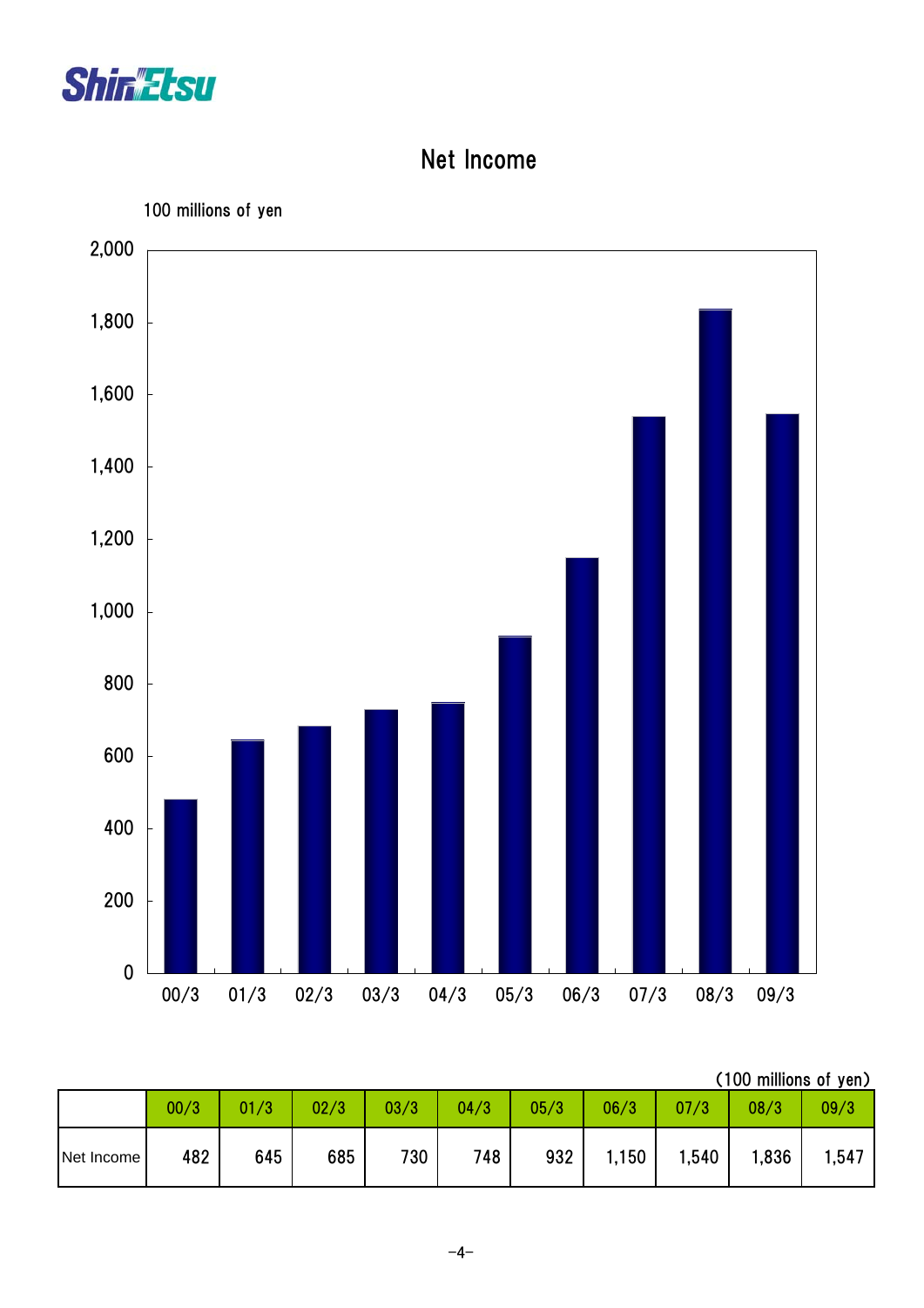# Net Income

100 millions of yen

(100 millions of yen)

| | 00/3 | 01/3 | 02/3 | 03/3 | 04/3 | 05/3 | 06/3 | 07/3 | 08/3 | 09/3 |
|---|---|---|---|---|---|---|---|---|---|---|
| Net Income | 482 | 645 | 685 | 730 | 748 | 932 | 1,150 | 1,540 | 1,836 | 1,547 |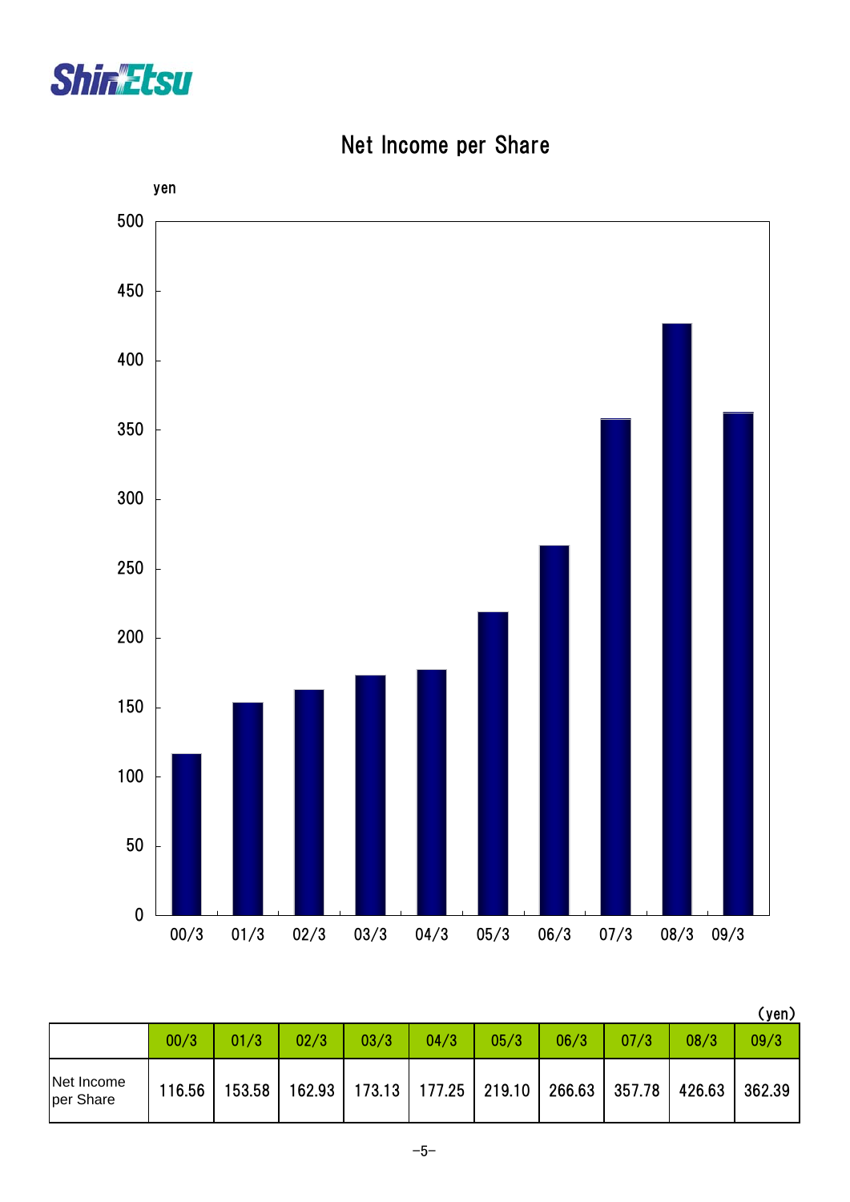# Net Income per Share

(yen)

| | 00/3 | 01/3 | 02/3 | 03/3 | 04/3 | 05/3 | 06/3 | 07/3 | 08/3 | 09/3 |
|---|---|---|---|---|---|---|---|---|---|---|
| Net Income per Share | 116.56 | 153.58 | 162.93 | 173.13 | 177.25 | 219.10 | 266.63 | 357.78 | 426.63 | 362.39 |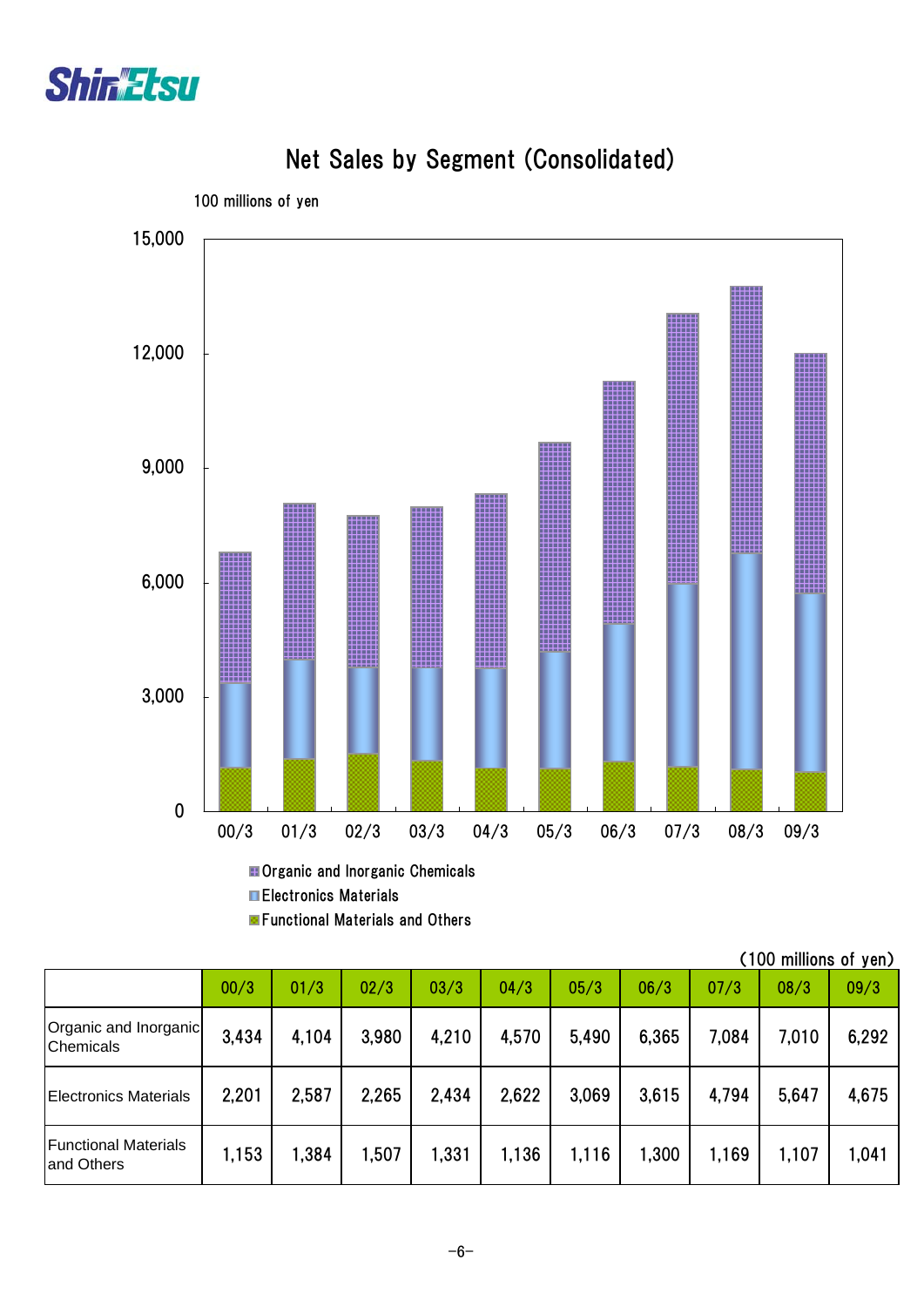# Net Sales by Segment (Consolidated)

100 millions of yen

(100 millions of yen)

| | 00/3 | 01/3 | 02/3 | 03/3 | 04/3 | 05/3 | 06/3 | 07/3 | 08/3 | 09/3 |
|---|---|---|---|---|---|---|---|---|---|---|
| Organic and Inorganic Chemicals | 3,434 | 4,104 | 3,980 | 4,210 | 4,570 | 5,490 | 6,365 | 7,084 | 7,010 | 6,292 |
| Electronics Materials | 2,201 | 2,587 | 2,265 | 2,434 | 2,622 | 3,069 | 3,615 | 4,794 | 5,647 | 4,675 |
| Functional Materials and Others | 1,153 | 1,384 | 1,507 | 1,331 | 1,136 | 1,116 | 1,300 | 1,169 | 1,107 | 1,041 |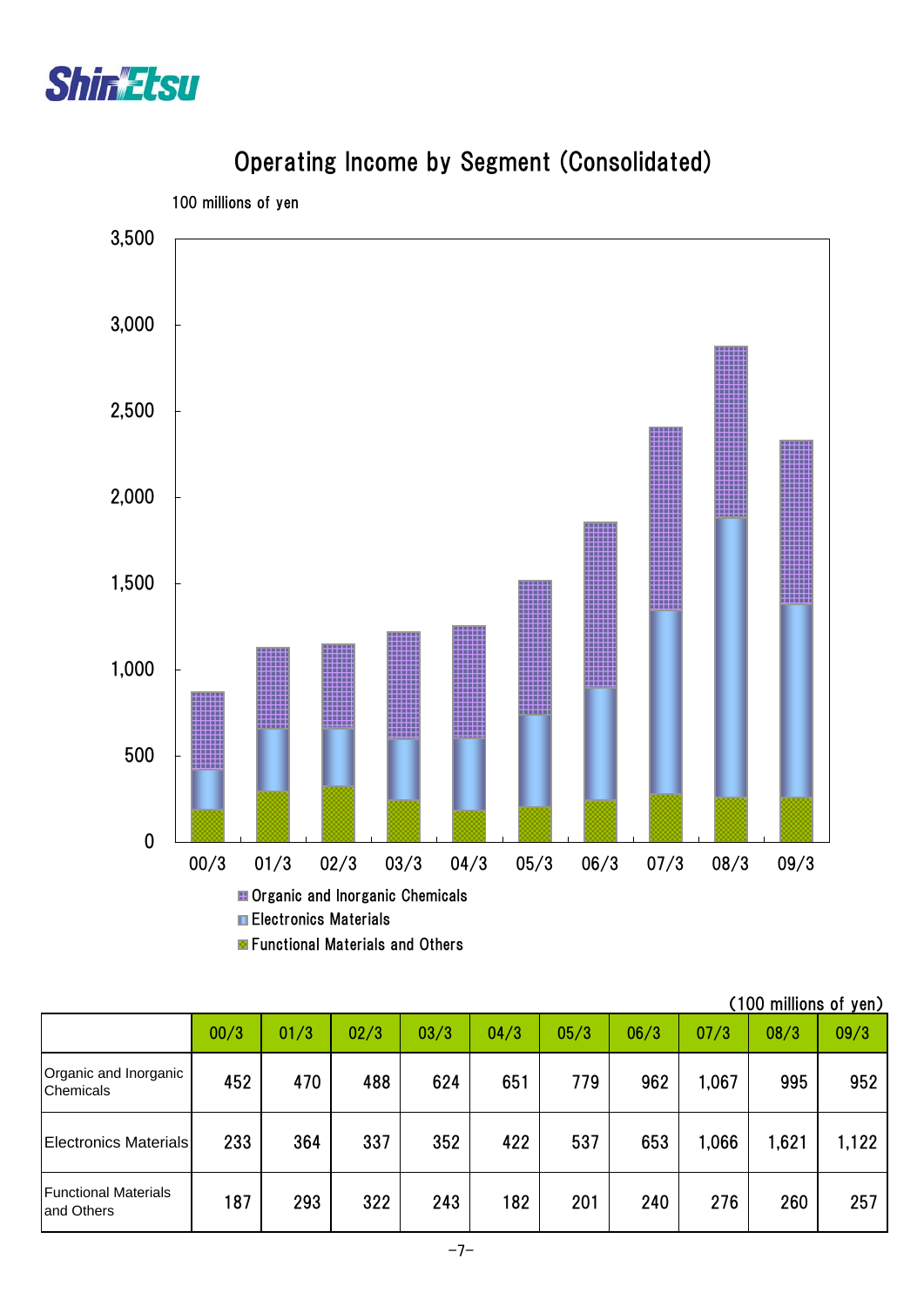# Operating Income by Segment (Consolidated)

100 millions of yen

- Organic and Inorganic Chemicals
- Electronics Materials
- Functional Materials and Others

(100 millions of yen)

| | 00/3 | 01/3 | 02/3 | 03/3 | 04/3 | 05/3 | 06/3 | 07/3 | 08/3 | 09/3 |
|---|---|---|---|---|---|---|---|---|---|---|
| Organic and Inorganic Chemicals | 452 | 470 | 488 | 624 | 651 | 779 | 962 | 1,067 | 995 | 952 |
| Electronics Materials | 233 | 364 | 337 | 352 | 422 | 537 | 653 | 1,066 | 1,621 | 1,122 |
| Functional Materials and Others | 187 | 293 | 322 | 243 | 182 | 201 | 240 | 276 | 260 | 257 |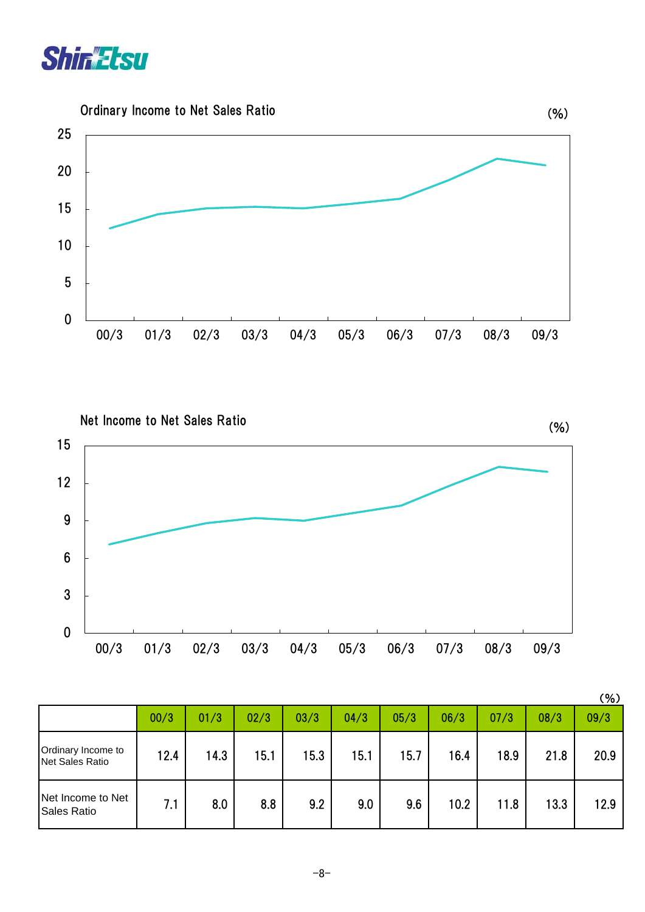## Ordinary Income to Net Sales Ratio

(%)

## Net Income to Net Sales Ratio

(%)

(%)

| | 00/3 | 01/3 | 02/3 | 03/3 | 04/3 | 05/3 | 06/3 | 07/3 | 08/3 | 09/3 |
|---|---|---|---|---|---|---|---|---|---|---|
| Ordinary Income to Net Sales Ratio | 12.4 | 14.3 | 15.1 | 15.3 | 15.1 | 15.7 | 16.4 | 18.9 | 21.8 | 20.9 |
| Net Income to Net Sales Ratio | 7.1 | 8.0 | 8.8 | 9.2 | 9.0 | 9.6 | 10.2 | 11.8 | 13.3 | 12.9 |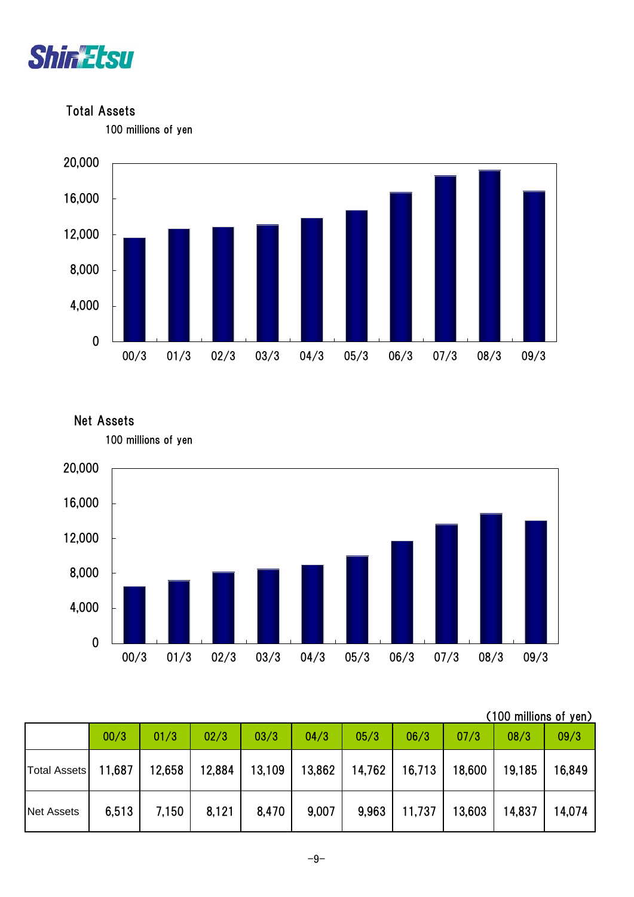## Total Assets

100 millions of yen

## Net Assets

100 millions of yen

(100 millions of yen)

| | 00/3 | 01/3 | 02/3 | 03/3 | 04/3 | 05/3 | 06/3 | 07/3 | 08/3 | 09/3 |
|---|---|---|---|---|---|---|---|---|---|---|
| Total Assets | 11,687 | 12,658 | 12,884 | 13,109 | 13,862 | 14,762 | 16,713 | 18,600 | 19,185 | 16,849 |
| Net Assets | 6,513 | 7,150 | 8,121 | 8,470 | 9,007 | 9,963 | 11,737 | 13,603 | 14,837 | 14,074 |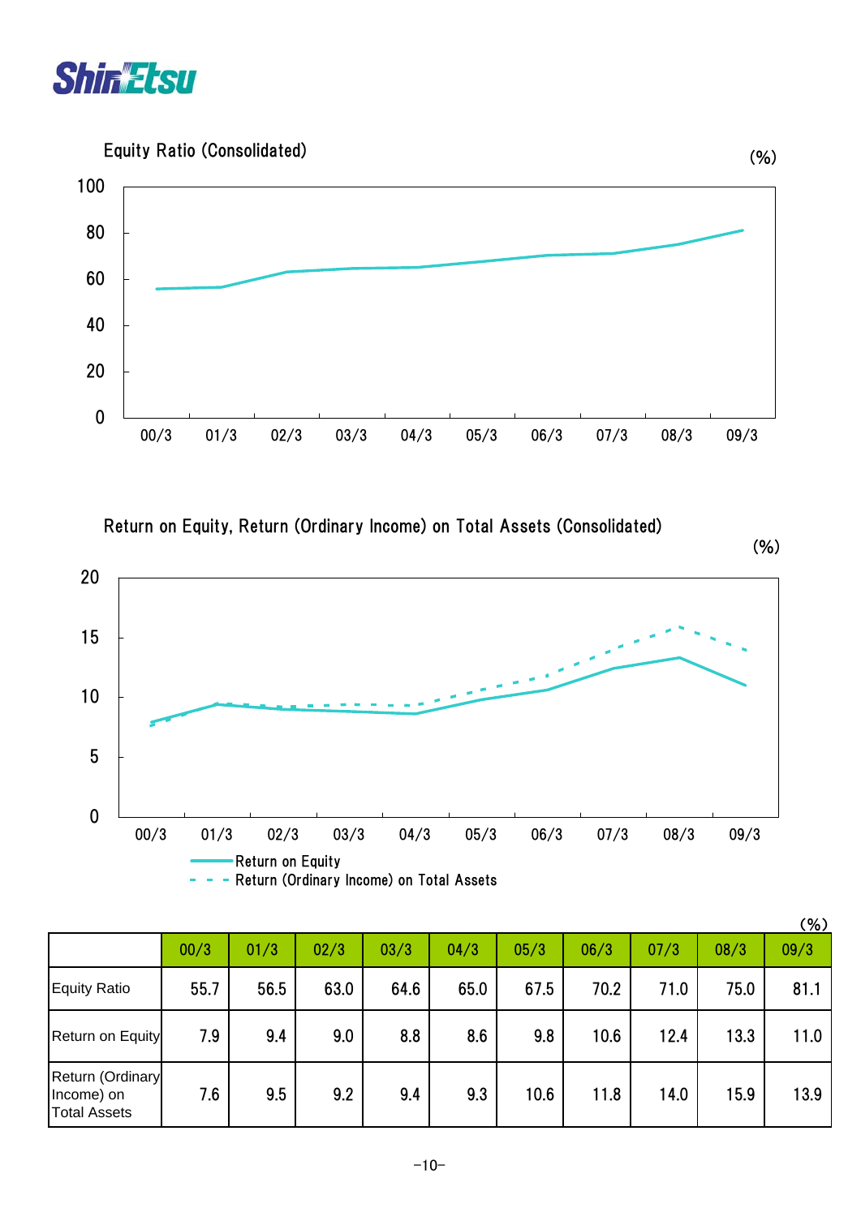## Equity Ratio (Consolidated)

(%)

## Return on Equity, Return (Ordinary Income) on Total Assets (Consolidated)

(%)

(%)

| | 00/3 | 01/3 | 02/3 | 03/3 | 04/3 | 05/3 | 06/3 | 07/3 | 08/3 | 09/3 |
|---|---|---|---|---|---|---|---|---|---|---|
| Equity Ratio | 55.7 | 56.5 | 63.0 | 64.6 | 65.0 | 67.5 | 70.2 | 71.0 | 75.0 | 81.1 |
| Return on Equity | 7.9 | 9.4 | 9.0 | 8.8 | 8.6 | 9.8 | 10.6 | 12.4 | 13.3 | 11.0 |
| Return (Ordinary Income) on Total Assets | 7.6 | 9.5 | 9.2 | 9.4 | 9.3 | 10.6 | 11.8 | 14.0 | 15.9 | 13.9 |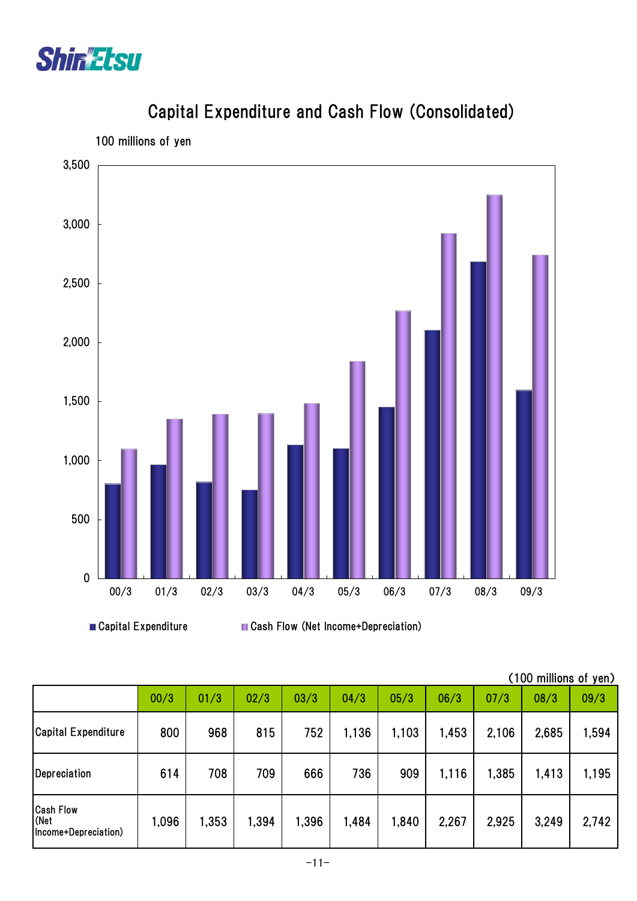# Capital Expenditure and Cash Flow (Consolidated)

100 millions of yen

3,500
3,000
2,500
2,000
1,500
1,000
500
0

00/3 01/3 02/3 03/3 04/3 05/3 06/3 07/3 08/3 09/3

Capital Expenditure
Cash Flow (Net Income+Depreciation)

(100 millions of yen)

| | 00/3 | 01/3 | 02/3 | 03/3 | 04/3 | 05/3 | 06/3 | 07/3 | 08/3 | 09/3 |
|---|---|---|---|---|---|---|---|---|---|---|
| Capital Expenditure | 800 | 968 | 815 | 752 | 1,136 | 1,103 | 1,453 | 2,106 | 2,685 | 1,594 |
| Depreciation | 614 | 708 | 709 | 666 | 736 | 909 | 1,116 | 1,385 | 1,413 | 1,195 |
| Cash Flow (Net Income+Depreciation) | 1,096 | 1,353 | 1,394 | 1,396 | 1,484 | 1,840 | 2,267 | 2,925 | 3,249 | 2,742 |